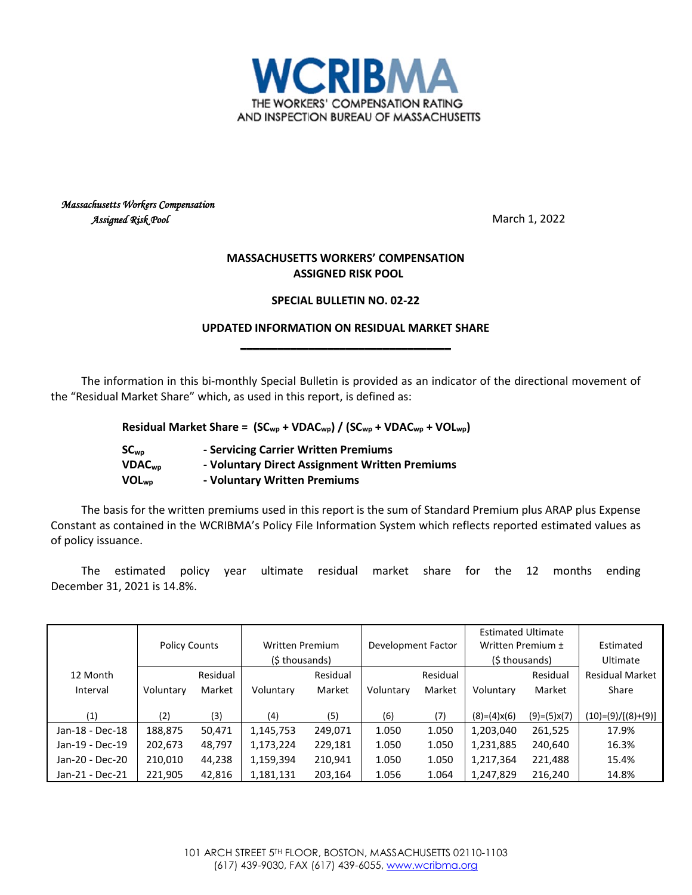WCRIBMA
THE WORKERS' COMPENSATION RATING AND INSPECTION BUREAU OF MASSACHUSETTS

*Massachusetts Workers Compensation Assigned Risk Pool*

March 1, 2022

**MASSACHUSETTS WORKERS' COMPENSATION ASSIGNED RISK POOL**

**SPECIAL BULLETIN NO. 02-22**

**UPDATED INFORMATION ON RESIDUAL MARKET SHARE**

---

The information in this bi-monthly Special Bulletin is provided as an indicator of the directional movement of the "Residual Market Share" which, as used in this report, is defined as:

**Residual Market Share = $(SC_{wp} + VDAC_{wp}) / (SC_{wp} + VDAC_{wp} + VOL_{wp})$**

**$SC_{wp}$ - Servicing Carrier Written Premiums**
**$VDAC_{wp}$ - Voluntary Direct Assignment Written Premiums**
**$VOL_{wp}$ - Voluntary Written Premiums**

The basis for the written premiums used in this report is the sum of Standard Premium plus ARAP plus Expense Constant as contained in the WCRIBMA's Policy File Information System which reflects reported estimated values as of policy issuance.

The estimated policy year ultimate residual market share for the 12 months ending December 31, 2021 is 14.8%.

| 12 Month Interval | Policy Counts | | Written Premium ($ thousands) | | Development Factor | | Estimated Ultimate Written Premium ± ($ thousands) | | Estimated Ultimate Residual Market Share |
|---|---|---|---|---|---|---|---|---|---|
| | Voluntary | Residual Market | Voluntary | Residual Market | Voluntary | Residual Market | Voluntary | Residual Market | |
| (1) | (2) | (3) | (4) | (5) | (6) | (7) | (8)=(4)x(6) | (9)=(5)x(7) | (10)=(9)/[(8)+(9)] |
| Jan-18 - Dec-18 | 188,875 | 50,471 | 1,145,753 | 249,071 | 1.050 | 1.050 | 1,203,040 | 261,525 | 17.9% |
| Jan-19 - Dec-19 | 202,673 | 48,797 | 1,173,224 | 229,181 | 1.050 | 1.050 | 1,231,885 | 240,640 | 16.3% |
| Jan-20 - Dec-20 | 210,010 | 44,238 | 1,159,394 | 210,941 | 1.050 | 1.050 | 1,217,364 | 221,488 | 15.4% |
| Jan-21 - Dec-21 | 221,905 | 42,816 | 1,181,131 | 203,164 | 1.056 | 1.064 | 1,247,829 | 216,240 | 14.8% |

101 ARCH STREET 5TH FLOOR, BOSTON, MASSACHUSETTS 02110-1103
(617) 439-9030, FAX (617) 439-6055, www.wcribma.org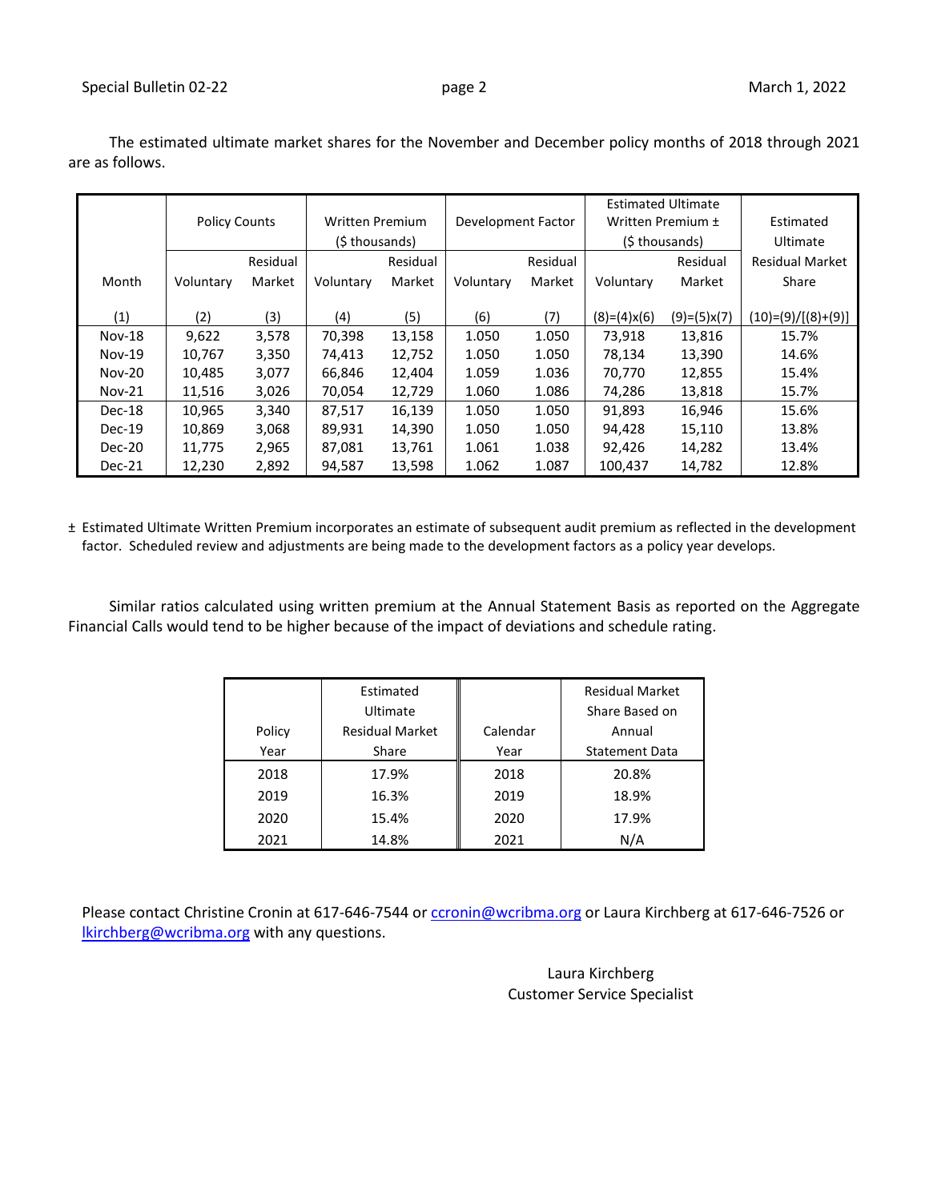The estimated ultimate market shares for the November and December policy months of 2018 through 2021 are as follows.

| | Policy Counts | | Written Premium ($ thousands) | | Development Factor | | Estimated Ultimate Written Premium ± ($ thousands) | | Estimated Ultimate |
|---|---|---|---|---|---|---|---|---|---|
| Month | Voluntary | Residual Market | Voluntary | Residual Market | Voluntary | Residual Market | Voluntary | Residual Market | Residual Market Share |
| (1) | (2) | (3) | (4) | (5) | (6) | (7) | (8)=(4)x(6) | (9)=(5)x(7) | (10)=(9)/[(8)+(9)] |
| Nov-18 | 9,622 | 3,578 | 70,398 | 13,158 | 1.050 | 1.050 | 73,918 | 13,816 | 15.7% |
| Nov-19 | 10,767 | 3,350 | 74,413 | 12,752 | 1.050 | 1.050 | 78,134 | 13,390 | 14.6% |
| Nov-20 | 10,485 | 3,077 | 66,846 | 12,404 | 1.059 | 1.036 | 70,770 | 12,855 | 15.4% |
| Nov-21 | 11,516 | 3,026 | 70,054 | 12,729 | 1.060 | 1.086 | 74,286 | 13,818 | 15.7% |
| Dec-18 | 10,965 | 3,340 | 87,517 | 16,139 | 1.050 | 1.050 | 91,893 | 16,946 | 15.6% |
| Dec-19 | 10,869 | 3,068 | 89,931 | 14,390 | 1.050 | 1.050 | 94,428 | 15,110 | 13.8% |
| Dec-20 | 11,775 | 2,965 | 87,081 | 13,761 | 1.061 | 1.038 | 92,426 | 14,282 | 13.4% |
| Dec-21 | 12,230 | 2,892 | 94,587 | 13,598 | 1.062 | 1.087 | 100,437 | 14,782 | 12.8% |

± Estimated Ultimate Written Premium incorporates an estimate of subsequent audit premium as reflected in the development factor. Scheduled review and adjustments are being made to the development factors as a policy year develops.

Similar ratios calculated using written premium at the Annual Statement Basis as reported on the Aggregate Financial Calls would tend to be higher because of the impact of deviations and schedule rating.

| Policy Year | Estimated Ultimate Residual Market Share | Calendar Year | Residual Market Share Based on Annual Statement Data |
|---|---|---|---|
| 2018 | 17.9% | 2018 | 20.8% |
| 2019 | 16.3% | 2019 | 18.9% |
| 2020 | 15.4% | 2020 | 17.9% |
| 2021 | 14.8% | 2021 | N/A |

Please contact Christine Cronin at 617-646-7544 or ccronin@wcribma.org or Laura Kirchberg at 617-646-7526 or lkirchberg@wcribma.org with any questions.

Laura Kirchberg
Customer Service Specialist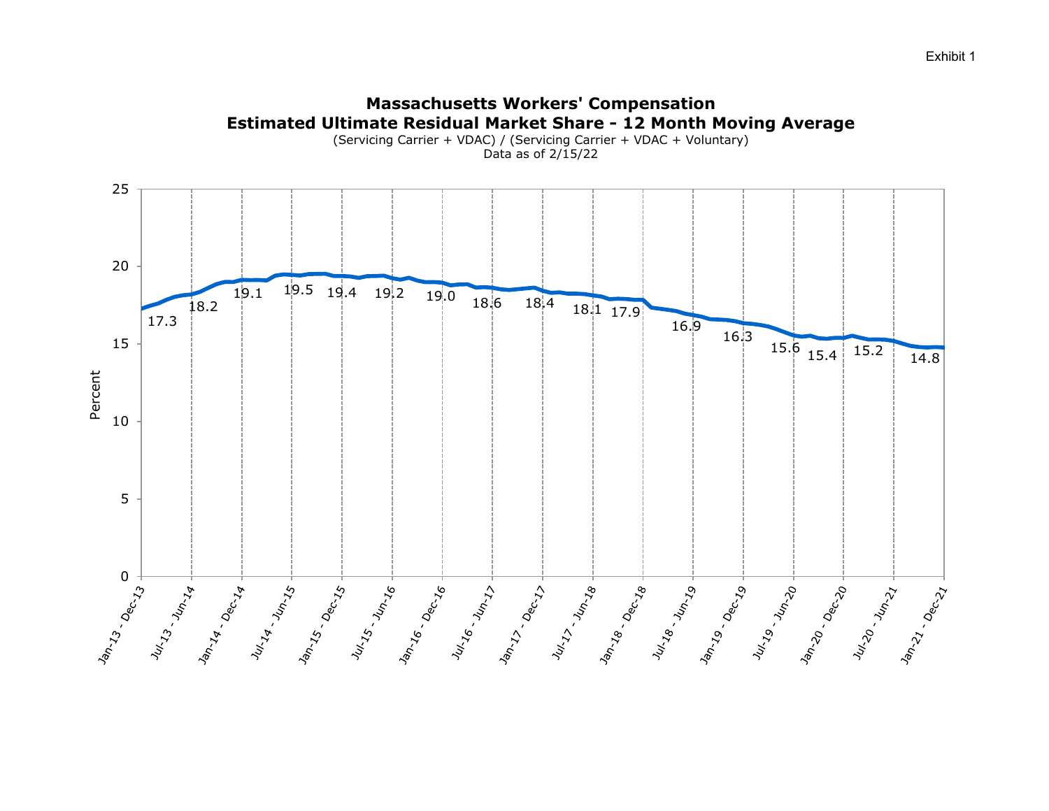Exhibit 1

## Massachusetts Workers' Compensation
## Estimated Ultimate Residual Market Share - 12 Month Moving Average

(Servicing Carrier + VDAC) / (Servicing Carrier + VDAC + Voluntary)

Data as of 2/15/22

| Period | Percent |
|---|---|
| Jan-13 - Dec-13 | 17.3 |
| Jul-13 - Jun-14 | 18.2 |
| Jan-14 - Dec-14 | 19.1 |
| Jul-14 - Jun-15 | 19.5 |
| Jan-15 - Dec-15 | 19.4 |
| Jul-15 - Jun-16 | 19.2 |
| Jan-16 - Dec-16 | 19.0 |
| Jul-16 - Jun-17 | 18.6 |
| Jan-17 - Dec-17 | 18.4 |
| Jul-17 - Jun-18 | 18.1 |
| Jan-18 - Dec-18 | 17.9 |
| Jul-18 - Jun-19 | 16.9 |
| Jan-19 - Dec-19 | 16.3 |
| Jul-19 - Jun-20 | 15.6 |
| Jan-20 - Dec-20 | 15.4 |
| Jul-20 - Jun-21 | 15.2 |
| Jan-21 - Dec-21 | 14.8 |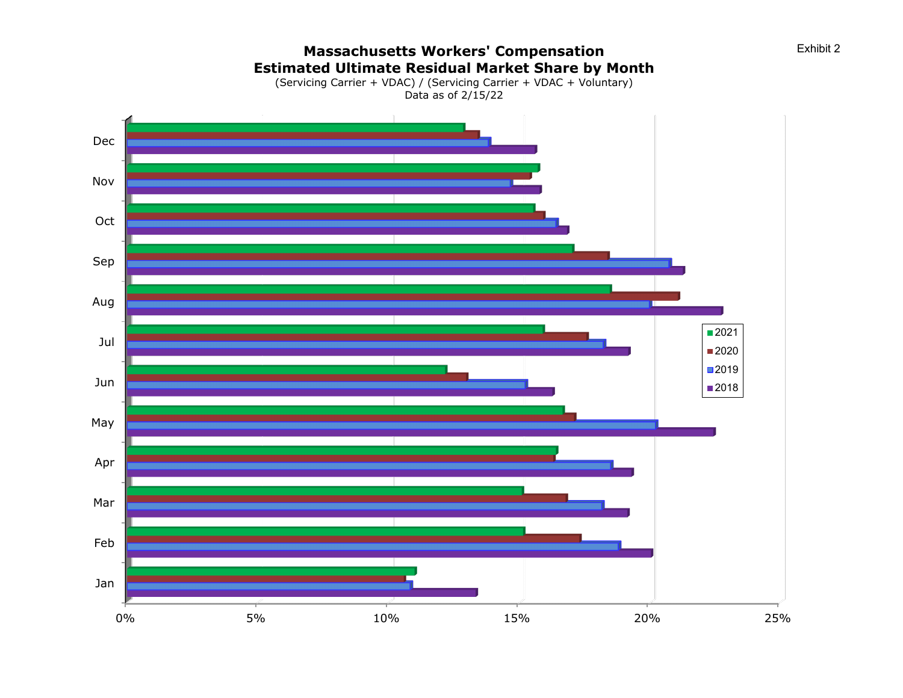Exhibit 2

# Massachusetts Workers' Compensation
## Estimated Ultimate Residual Market Share by Month

(Servicing Carrier + VDAC) / (Servicing Carrier + VDAC + Voluntary)

Data as of 2/15/22

Dec
Nov
Oct
Sep
Aug
Jul
Jun
May
Apr
Mar
Feb
Jan

0%
5%
10%
15%
20%
25%

2021
2020
2019
2018